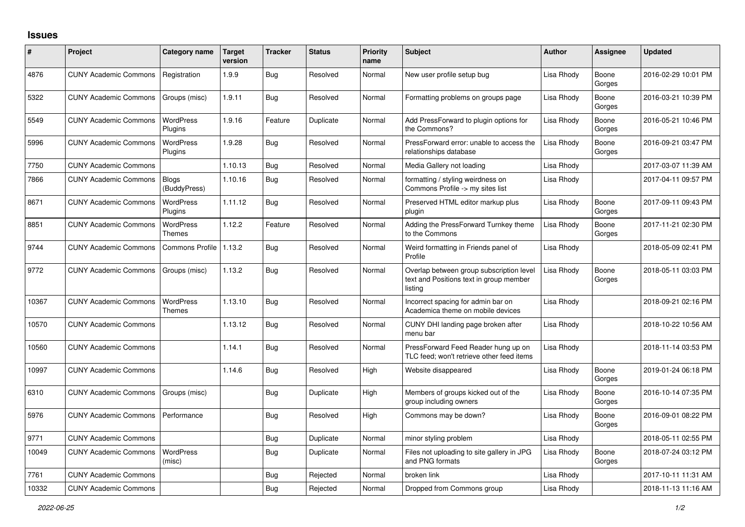## Issues

| # | Project | Category name | Target version | Tracker | Status | Priority name | Subject | Author | Assignee | Updated |
|---|---|---|---|---|---|---|---|---|---|---|
| 4876 | CUNY Academic Commons | Registration | 1.9.9 | Bug | Resolved | Normal | New user profile setup bug | Lisa Rhody | Boone Gorges | 2016-02-29 10:01 PM |
| 5322 | CUNY Academic Commons | Groups (misc) | 1.9.11 | Bug | Resolved | Normal | Formatting problems on groups page | Lisa Rhody | Boone Gorges | 2016-03-21 10:39 PM |
| 5549 | CUNY Academic Commons | WordPress Plugins | 1.9.16 | Feature | Duplicate | Normal | Add PressForward to plugin options for the Commons? | Lisa Rhody | Boone Gorges | 2016-05-21 10:46 PM |
| 5996 | CUNY Academic Commons | WordPress Plugins | 1.9.28 | Bug | Resolved | Normal | PressForward error: unable to access the relationships database | Lisa Rhody | Boone Gorges | 2016-09-21 03:47 PM |
| 7750 | CUNY Academic Commons | | 1.10.13 | Bug | Resolved | Normal | Media Gallery not loading | Lisa Rhody | | 2017-03-07 11:39 AM |
| 7866 | CUNY Academic Commons | Blogs (BuddyPress) | 1.10.16 | Bug | Resolved | Normal | formatting / styling weirdness on Commons Profile -> my sites list | Lisa Rhody | | 2017-04-11 09:57 PM |
| 8671 | CUNY Academic Commons | WordPress Plugins | 1.11.12 | Bug | Resolved | Normal | Preserved HTML editor markup plus plugin | Lisa Rhody | Boone Gorges | 2017-09-11 09:43 PM |
| 8851 | CUNY Academic Commons | WordPress Themes | 1.12.2 | Feature | Resolved | Normal | Adding the PressForward Turnkey theme to the Commons | Lisa Rhody | Boone Gorges | 2017-11-21 02:30 PM |
| 9744 | CUNY Academic Commons | Commons Profile | 1.13.2 | Bug | Resolved | Normal | Weird formatting in Friends panel of Profile | Lisa Rhody | | 2018-05-09 02:41 PM |
| 9772 | CUNY Academic Commons | Groups (misc) | 1.13.2 | Bug | Resolved | Normal | Overlap between group subscription level text and Positions text in group member listing | Lisa Rhody | Boone Gorges | 2018-05-11 03:03 PM |
| 10367 | CUNY Academic Commons | WordPress Themes | 1.13.10 | Bug | Resolved | Normal | Incorrect spacing for admin bar on Academica theme on mobile devices | Lisa Rhody | | 2018-09-21 02:16 PM |
| 10570 | CUNY Academic Commons | | 1.13.12 | Bug | Resolved | Normal | CUNY DHI landing page broken after menu bar | Lisa Rhody | | 2018-10-22 10:56 AM |
| 10560 | CUNY Academic Commons | | 1.14.1 | Bug | Resolved | Normal | PressForward Feed Reader hung up on TLC feed; won't retrieve other feed items | Lisa Rhody | | 2018-11-14 03:53 PM |
| 10997 | CUNY Academic Commons | | 1.14.6 | Bug | Resolved | High | Website disappeared | Lisa Rhody | Boone Gorges | 2019-01-24 06:18 PM |
| 6310 | CUNY Academic Commons | Groups (misc) | | Bug | Duplicate | High | Members of groups kicked out of the group including owners | Lisa Rhody | Boone Gorges | 2016-10-14 07:35 PM |
| 5976 | CUNY Academic Commons | Performance | | Bug | Resolved | High | Commons may be down? | Lisa Rhody | Boone Gorges | 2016-09-01 08:22 PM |
| 9771 | CUNY Academic Commons | | | Bug | Duplicate | Normal | minor styling problem | Lisa Rhody | | 2018-05-11 02:55 PM |
| 10049 | CUNY Academic Commons | WordPress (misc) | | Bug | Duplicate | Normal | Files not uploading to site gallery in JPG and PNG formats | Lisa Rhody | Boone Gorges | 2018-07-24 03:12 PM |
| 7761 | CUNY Academic Commons | | | Bug | Rejected | Normal | broken link | Lisa Rhody | | 2017-10-11 11:31 AM |
| 10332 | CUNY Academic Commons | | | Bug | Rejected | Normal | Dropped from Commons group | Lisa Rhody | | 2018-11-13 11:16 AM |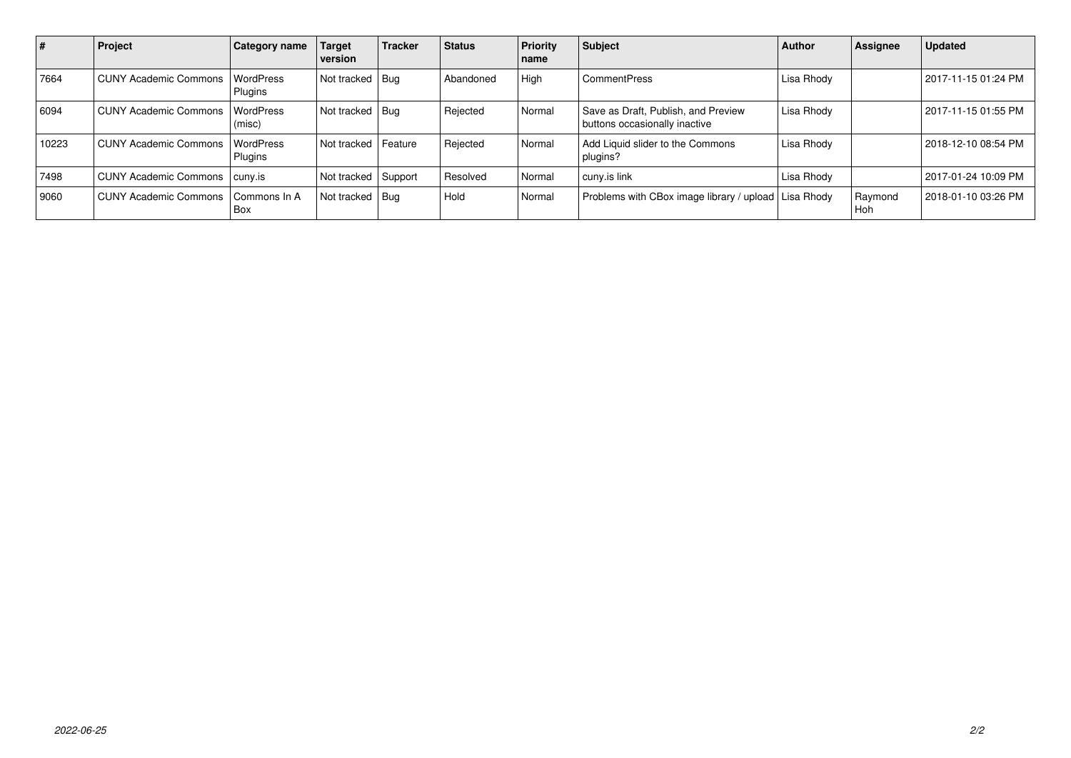| # | Project | Category name | Target version | Tracker | Status | Priority name | Subject | Author | Assignee | Updated |
|---|---|---|---|---|---|---|---|---|---|---|
| 7664 | CUNY Academic Commons | WordPress Plugins | Not tracked | Bug | Abandoned | High | CommentPress | Lisa Rhody | | 2017-11-15 01:24 PM |
| 6094 | CUNY Academic Commons | WordPress (misc) | Not tracked | Bug | Rejected | Normal | Save as Draft, Publish, and Preview buttons occasionally inactive | Lisa Rhody | | 2017-11-15 01:55 PM |
| 10223 | CUNY Academic Commons | WordPress Plugins | Not tracked | Feature | Rejected | Normal | Add Liquid slider to the Commons plugins? | Lisa Rhody | | 2018-12-10 08:54 PM |
| 7498 | CUNY Academic Commons | cuny.is | Not tracked | Support | Resolved | Normal | cuny.is link | Lisa Rhody | | 2017-01-24 10:09 PM |
| 9060 | CUNY Academic Commons | Commons In A Box | Not tracked | Bug | Hold | Normal | Problems with CBox image library / upload | Lisa Rhody | Raymond Hoh | 2018-01-10 03:26 PM |